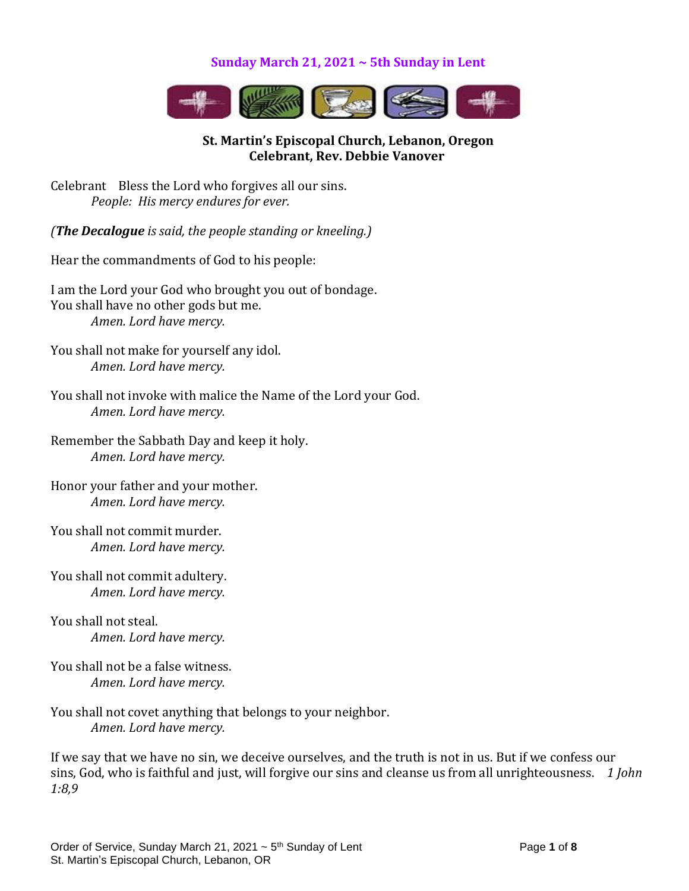## Sunday March 21, 2021 ~ 5th Sunday in Lent

**St. Martin's Episcopal Church, Lebanon, Oregon**
**Celebrant, Rev. Debbie Vanover**

Celebrant Bless the Lord who forgives all our sins.
*People: His mercy endures for ever.*

*(**The Decalogue** is said, the people standing or kneeling.)*

Hear the commandments of God to his people:

I am the Lord your God who brought you out of bondage.
You shall have no other gods but me.
*Amen. Lord have mercy.*

You shall not make for yourself any idol.
*Amen. Lord have mercy.*

You shall not invoke with malice the Name of the Lord your God.
*Amen. Lord have mercy.*

Remember the Sabbath Day and keep it holy.
*Amen. Lord have mercy.*

Honor your father and your mother.
*Amen. Lord have mercy.*

You shall not commit murder.
*Amen. Lord have mercy.*

You shall not commit adultery.
*Amen. Lord have mercy.*

You shall not steal.
*Amen. Lord have mercy.*

You shall not be a false witness.
*Amen. Lord have mercy.*

You shall not covet anything that belongs to your neighbor.
*Amen. Lord have mercy.*

If we say that we have no sin, we deceive ourselves, and the truth is not in us. But if we confess our sins, God, who is faithful and just, will forgive our sins and cleanse us from all unrighteousness. *1 John 1:8,9*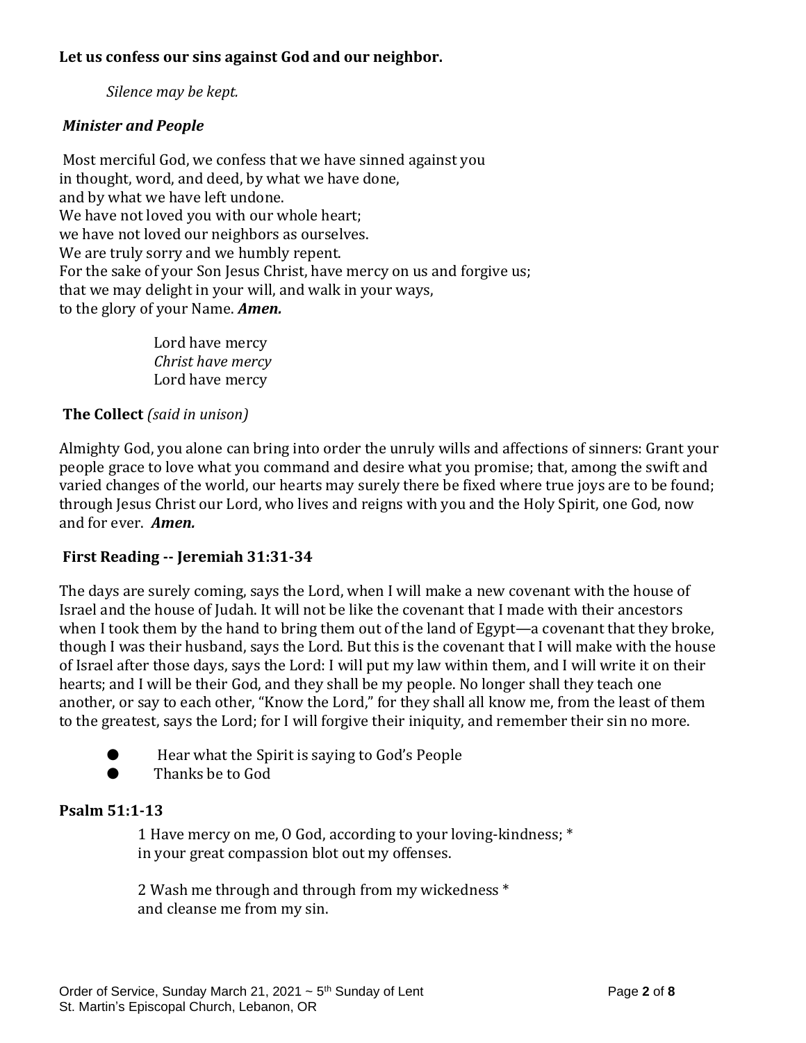**Let us confess our sins against God and our neighbor.**

*Silence may be kept.*

***Minister and People***

Most merciful God, we confess that we have sinned against you
in thought, word, and deed, by what we have done,
and by what we have left undone.
We have not loved you with our whole heart;
we have not loved our neighbors as ourselves.
We are truly sorry and we humbly repent.
For the sake of your Son Jesus Christ, have mercy on us and forgive us;
that we may delight in your will, and walk in your ways,
to the glory of your Name. ***Amen.***

Lord have mercy
*Christ have mercy*
Lord have mercy

**The Collect** *(said in unison)*

Almighty God, you alone can bring into order the unruly wills and affections of sinners: Grant your people grace to love what you command and desire what you promise; that, among the swift and varied changes of the world, our hearts may surely there be fixed where true joys are to be found; through Jesus Christ our Lord, who lives and reigns with you and the Holy Spirit, one God, now and for ever. ***Amen.***

**First Reading -- Jeremiah 31:31-34**

The days are surely coming, says the Lord, when I will make a new covenant with the house of Israel and the house of Judah. It will not be like the covenant that I made with their ancestors when I took them by the hand to bring them out of the land of Egypt—a covenant that they broke, though I was their husband, says the Lord. But this is the covenant that I will make with the house of Israel after those days, says the Lord: I will put my law within them, and I will write it on their hearts; and I will be their God, and they shall be my people. No longer shall they teach one another, or say to each other, "Know the Lord," for they shall all know me, from the least of them to the greatest, says the Lord; for I will forgive their iniquity, and remember their sin no more.

- Hear what the Spirit is saying to God's People
- Thanks be to God

**Psalm 51:1-13**

1 Have mercy on me, O God, according to your loving-kindness; *
in your great compassion blot out my offenses.

2 Wash me through and through from my wickedness *
and cleanse me from my sin.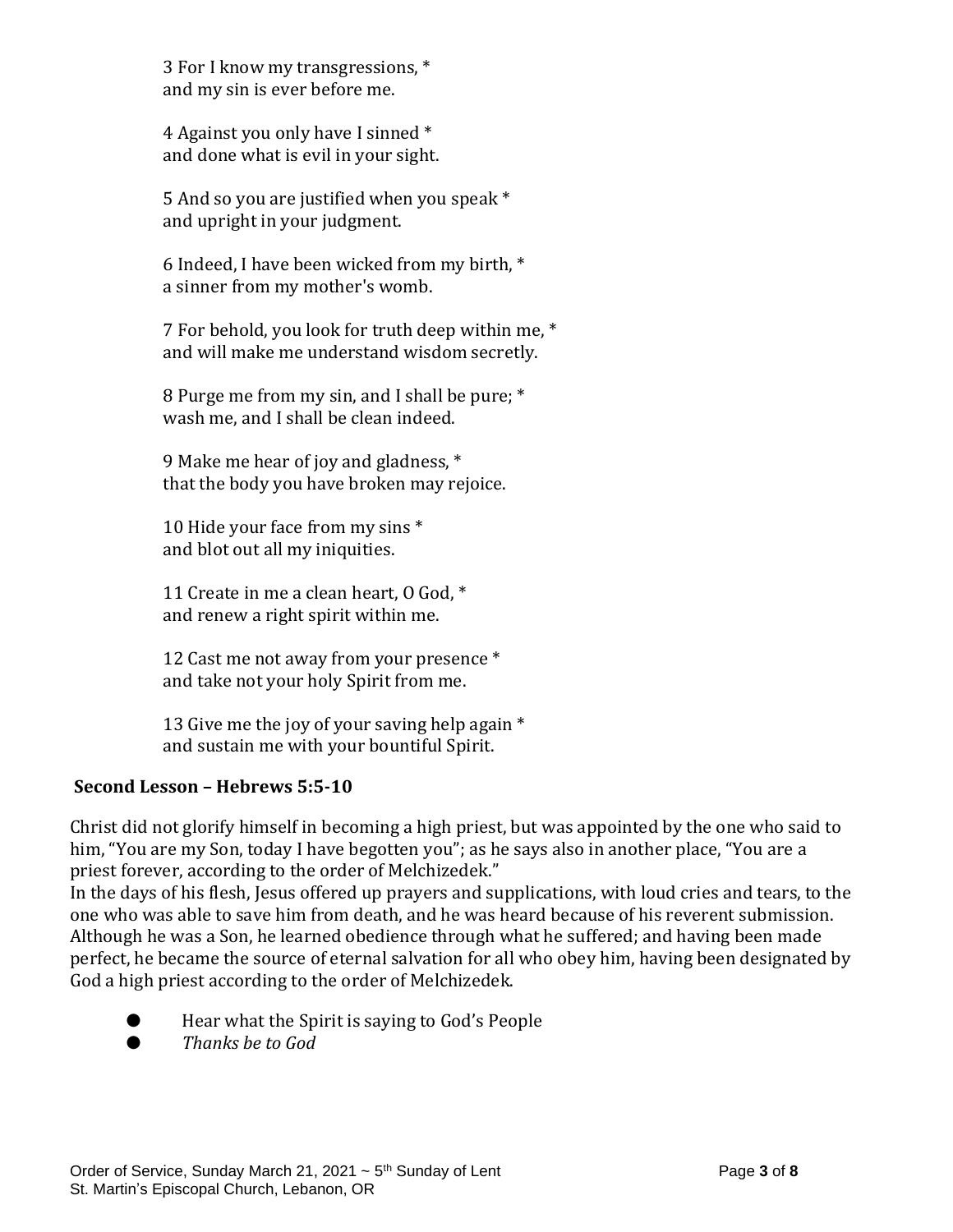3 For I know my transgressions, *
and my sin is ever before me.

4 Against you only have I sinned *
and done what is evil in your sight.

5 And so you are justified when you speak *
and upright in your judgment.

6 Indeed, I have been wicked from my birth, *
a sinner from my mother's womb.

7 For behold, you look for truth deep within me, *
and will make me understand wisdom secretly.

8 Purge me from my sin, and I shall be pure; *
wash me, and I shall be clean indeed.

9 Make me hear of joy and gladness, *
that the body you have broken may rejoice.

10 Hide your face from my sins *
and blot out all my iniquities.

11 Create in me a clean heart, O God, *
and renew a right spirit within me.

12 Cast me not away from your presence *
and take not your holy Spirit from me.

13 Give me the joy of your saving help again *
and sustain me with your bountiful Spirit.

**Second Lesson – Hebrews 5:5-10**

Christ did not glorify himself in becoming a high priest, but was appointed by the one who said to him, "You are my Son, today I have begotten you"; as he says also in another place, "You are a priest forever, according to the order of Melchizedek."
In the days of his flesh, Jesus offered up prayers and supplications, with loud cries and tears, to the one who was able to save him from death, and he was heard because of his reverent submission. Although he was a Son, he learned obedience through what he suffered; and having been made perfect, he became the source of eternal salvation for all who obey him, having been designated by God a high priest according to the order of Melchizedek.

- Hear what the Spirit is saying to God's People
- *Thanks be to God*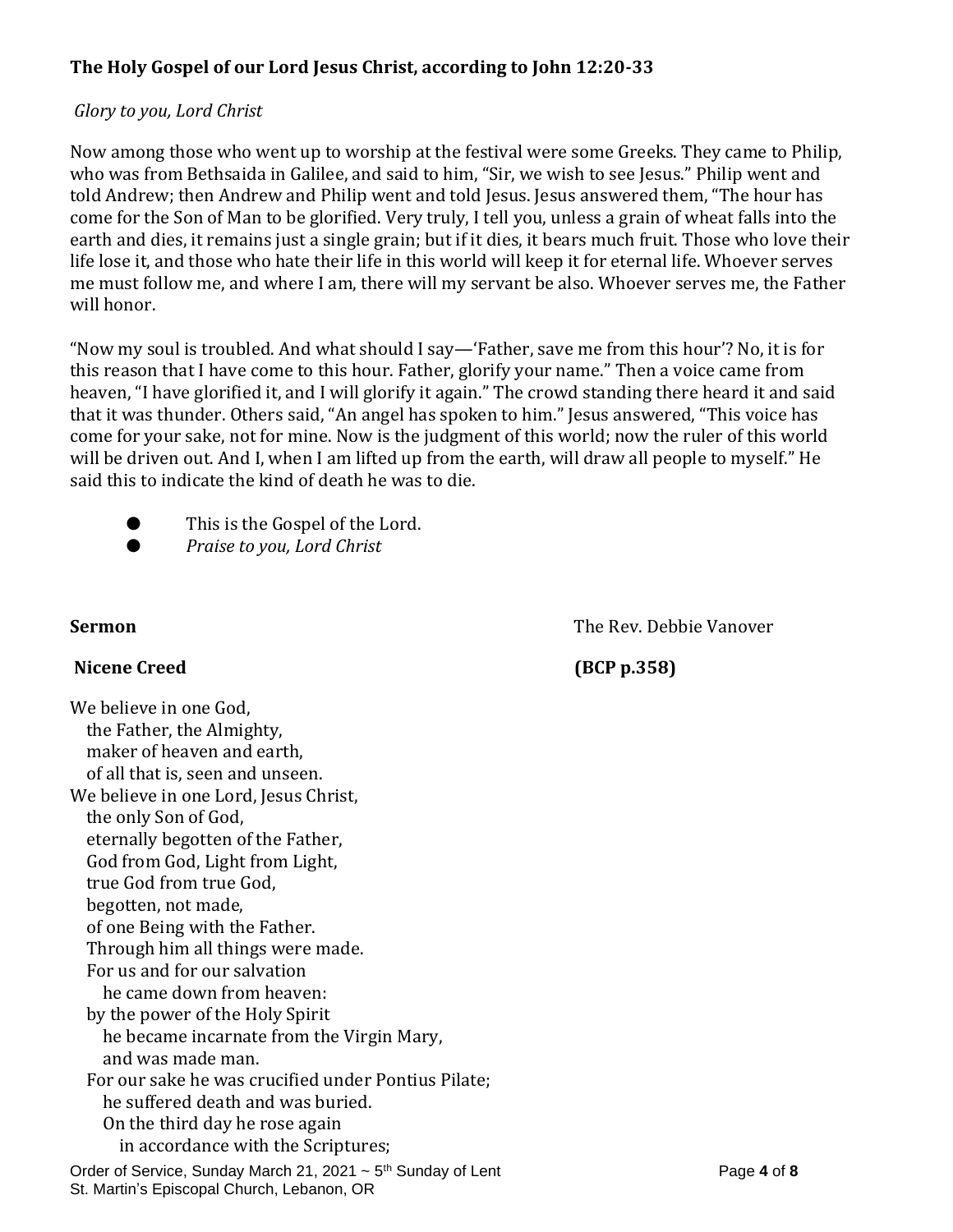**The Holy Gospel of our Lord Jesus Christ, according to John 12:20-33**

*Glory to you, Lord Christ*

Now among those who went up to worship at the festival were some Greeks. They came to Philip, who was from Bethsaida in Galilee, and said to him, "Sir, we wish to see Jesus." Philip went and told Andrew; then Andrew and Philip went and told Jesus. Jesus answered them, "The hour has come for the Son of Man to be glorified. Very truly, I tell you, unless a grain of wheat falls into the earth and dies, it remains just a single grain; but if it dies, it bears much fruit. Those who love their life lose it, and those who hate their life in this world will keep it for eternal life. Whoever serves me must follow me, and where I am, there will my servant be also. Whoever serves me, the Father will honor.

"Now my soul is troubled. And what should I say—'Father, save me from this hour'? No, it is for this reason that I have come to this hour. Father, glorify your name." Then a voice came from heaven, "I have glorified it, and I will glorify it again." The crowd standing there heard it and said that it was thunder. Others said, "An angel has spoken to him." Jesus answered, "This voice has come for your sake, not for mine. Now is the judgment of this world; now the ruler of this world will be driven out. And I, when I am lifted up from the earth, will draw all people to myself." He said this to indicate the kind of death he was to die.

- This is the Gospel of the Lord.
- *Praise to you, Lord Christ*

**Sermon** The Rev. Debbie Vanover

**Nicene Creed** **(BCP p.358)**

We believe in one God,
the Father, the Almighty,
maker of heaven and earth,
of all that is, seen and unseen.
We believe in one Lord, Jesus Christ,
the only Son of God,
eternally begotten of the Father,
God from God, Light from Light,
true God from true God,
begotten, not made,
of one Being with the Father.
Through him all things were made.
For us and for our salvation
he came down from heaven:
by the power of the Holy Spirit
he became incarnate from the Virgin Mary,
and was made man.
For our sake he was crucified under Pontius Pilate;
he suffered death and was buried.
On the third day he rose again
in accordance with the Scriptures;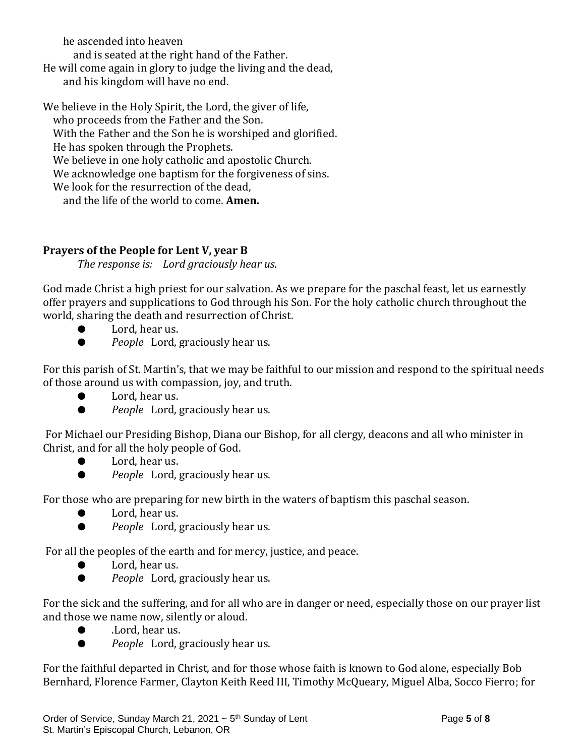he ascended into heaven
and is seated at the right hand of the Father.
He will come again in glory to judge the living and the dead,
and his kingdom will have no end.

We believe in the Holy Spirit, the Lord, the giver of life,
who proceeds from the Father and the Son.
With the Father and the Son he is worshiped and glorified.
He has spoken through the Prophets.
We believe in one holy catholic and apostolic Church.
We acknowledge one baptism for the forgiveness of sins.
We look for the resurrection of the dead,
and the life of the world to come. **Amen.**

**Prayers of the People for Lent V, year B**

*The response is: Lord graciously hear us.*

God made Christ a high priest for our salvation. As we prepare for the paschal feast, let us earnestly offer prayers and supplications to God through his Son. For the holy catholic church throughout the world, sharing the death and resurrection of Christ.

- Lord, hear us.
- *People* Lord, graciously hear us.

For this parish of St. Martin's, that we may be faithful to our mission and respond to the spiritual needs of those around us with compassion, joy, and truth.

- Lord, hear us.
- *People* Lord, graciously hear us.

For Michael our Presiding Bishop, Diana our Bishop, for all clergy, deacons and all who minister in Christ, and for all the holy people of God.

- Lord, hear us.
- *People* Lord, graciously hear us.

For those who are preparing for new birth in the waters of baptism this paschal season.

- Lord, hear us.
- *People* Lord, graciously hear us.

For all the peoples of the earth and for mercy, justice, and peace.

- Lord, hear us.
- *People* Lord, graciously hear us.

For the sick and the suffering, and for all who are in danger or need, especially those on our prayer list and those we name now, silently or aloud.

- .Lord, hear us.
- *People* Lord, graciously hear us.

For the faithful departed in Christ, and for those whose faith is known to God alone, especially Bob Bernhard, Florence Farmer, Clayton Keith Reed III, Timothy McQueary, Miguel Alba, Socco Fierro; for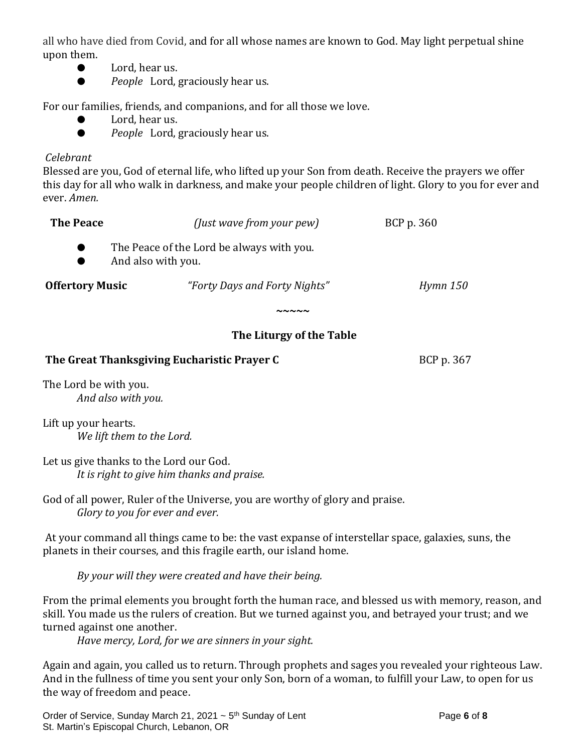all who have died from Covid, and for all whose names are known to God. May light perpetual shine upon them.

- Lord, hear us.
- *People* Lord, graciously hear us.

For our families, friends, and companions, and for all those we love.

- Lord, hear us.
- *People* Lord, graciously hear us.

*Celebrant*
Blessed are you, God of eternal life, who lifted up your Son from death. Receive the prayers we offer this day for all who walk in darkness, and make your people children of light. Glory to you for ever and ever. *Amen.*

**The Peace** *(Just wave from your pew)* BCP p. 360

- The Peace of the Lord be always with you.
- And also with you.

**Offertory Music** *"Forty Days and Forty Nights"* *Hymn 150*

~~~~~

## The Liturgy of the Table

**The Great Thanksgiving Eucharistic Prayer C** BCP p. 367

The Lord be with you.
*And also with you.*

Lift up your hearts.
*We lift them to the Lord.*

Let us give thanks to the Lord our God.
*It is right to give him thanks and praise.*

God of all power, Ruler of the Universe, you are worthy of glory and praise.
*Glory to you for ever and ever.*

At your command all things came to be: the vast expanse of interstellar space, galaxies, suns, the planets in their courses, and this fragile earth, our island home.

*By your will they were created and have their being.*

From the primal elements you brought forth the human race, and blessed us with memory, reason, and skill. You made us the rulers of creation. But we turned against you, and betrayed your trust; and we turned against one another.
*Have mercy, Lord, for we are sinners in your sight.*

Again and again, you called us to return. Through prophets and sages you revealed your righteous Law. And in the fullness of time you sent your only Son, born of a woman, to fulfill your Law, to open for us the way of freedom and peace.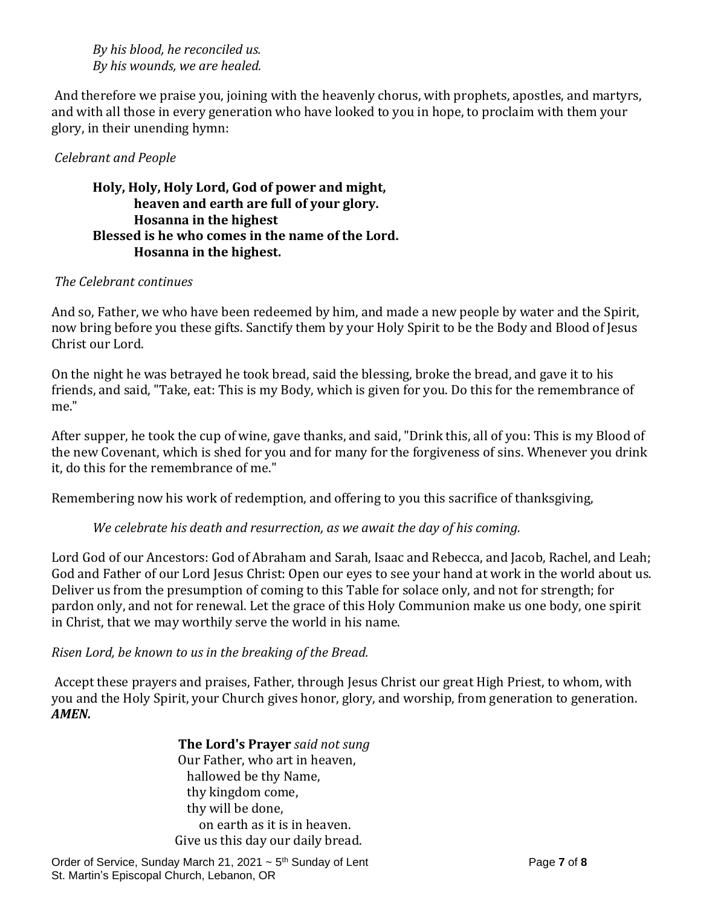*By his blood, he reconciled us.*
*By his wounds, we are healed.*

And therefore we praise you, joining with the heavenly chorus, with prophets, apostles, and martyrs, and with all those in every generation who have looked to you in hope, to proclaim with them your glory, in their unending hymn:

*Celebrant and People*

**Holy, Holy, Holy Lord, God of power and might,**
**heaven and earth are full of your glory.**
**Hosanna in the highest**
**Blessed is he who comes in the name of the Lord.**
**Hosanna in the highest.**

*The Celebrant continues*

And so, Father, we who have been redeemed by him, and made a new people by water and the Spirit, now bring before you these gifts. Sanctify them by your Holy Spirit to be the Body and Blood of Jesus Christ our Lord.

On the night he was betrayed he took bread, said the blessing, broke the bread, and gave it to his friends, and said, "Take, eat: This is my Body, which is given for you. Do this for the remembrance of me."

After supper, he took the cup of wine, gave thanks, and said, "Drink this, all of you: This is my Blood of the new Covenant, which is shed for you and for many for the forgiveness of sins. Whenever you drink it, do this for the remembrance of me."

Remembering now his work of redemption, and offering to you this sacrifice of thanksgiving,

*We celebrate his death and resurrection, as we await the day of his coming.*

Lord God of our Ancestors: God of Abraham and Sarah, Isaac and Rebecca, and Jacob, Rachel, and Leah; God and Father of our Lord Jesus Christ: Open our eyes to see your hand at work in the world about us. Deliver us from the presumption of coming to this Table for solace only, and not for strength; for pardon only, and not for renewal. Let the grace of this Holy Communion make us one body, one spirit in Christ, that we may worthily serve the world in his name.

*Risen Lord, be known to us in the breaking of the Bread.*

Accept these prayers and praises, Father, through Jesus Christ our great High Priest, to whom, with you and the Holy Spirit, your Church gives honor, glory, and worship, from generation to generation. ***AMEN.***

**The Lord's Prayer** *said not sung*

Our Father, who art in heaven,
hallowed be thy Name,
thy kingdom come,
thy will be done,
on earth as it is in heaven.
Give us this day our daily bread.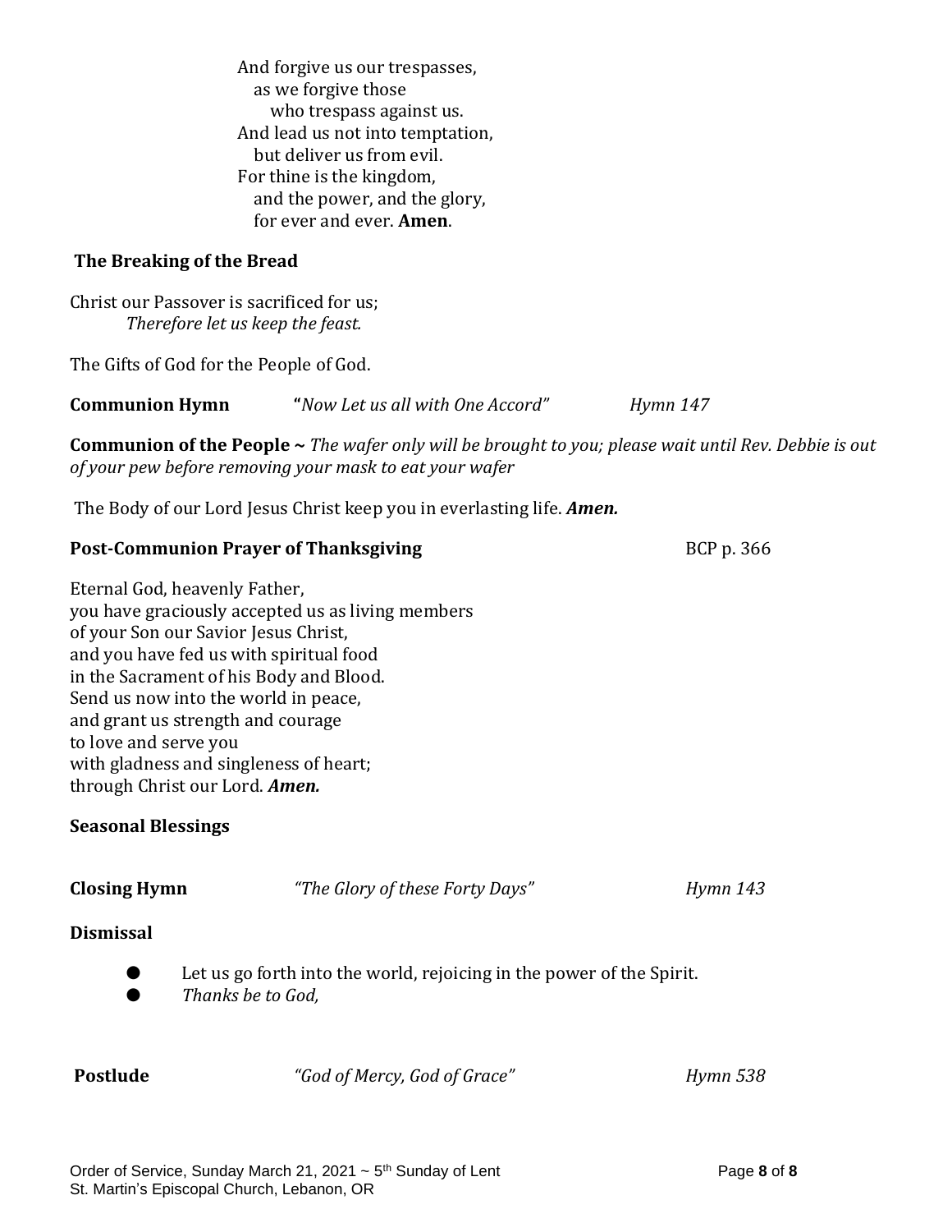And forgive us our trespasses,
as we forgive those
who trespass against us.
And lead us not into temptation,
but deliver us from evil.
For thine is the kingdom,
and the power, and the glory,
for ever and ever. **Amen**.

**The Breaking of the Bread**

Christ our Passover is sacrificed for us;
*Therefore let us keep the feast.*

The Gifts of God for the People of God.

**Communion Hymn** **"***Now Let us all with One Accord"* *Hymn 147*

**Communion of the People ~** *The wafer only will be brought to you; please wait until Rev. Debbie is out of your pew before removing your mask to eat your wafer*

The Body of our Lord Jesus Christ keep you in everlasting life. ***Amen.***

**Post-Communion Prayer of Thanksgiving** BCP p. 366

Eternal God, heavenly Father,
you have graciously accepted us as living members
of your Son our Savior Jesus Christ,
and you have fed us with spiritual food
in the Sacrament of his Body and Blood.
Send us now into the world in peace,
and grant us strength and courage
to love and serve you
with gladness and singleness of heart;
through Christ our Lord. ***Amen.***

**Seasonal Blessings**

**Closing Hymn** *"The Glory of these Forty Days"* *Hymn 143*

**Dismissal**

- Let us go forth into the world, rejoicing in the power of the Spirit.
- *Thanks be to God,*

**Postlude** *"God of Mercy, God of Grace"* *Hymn 538*